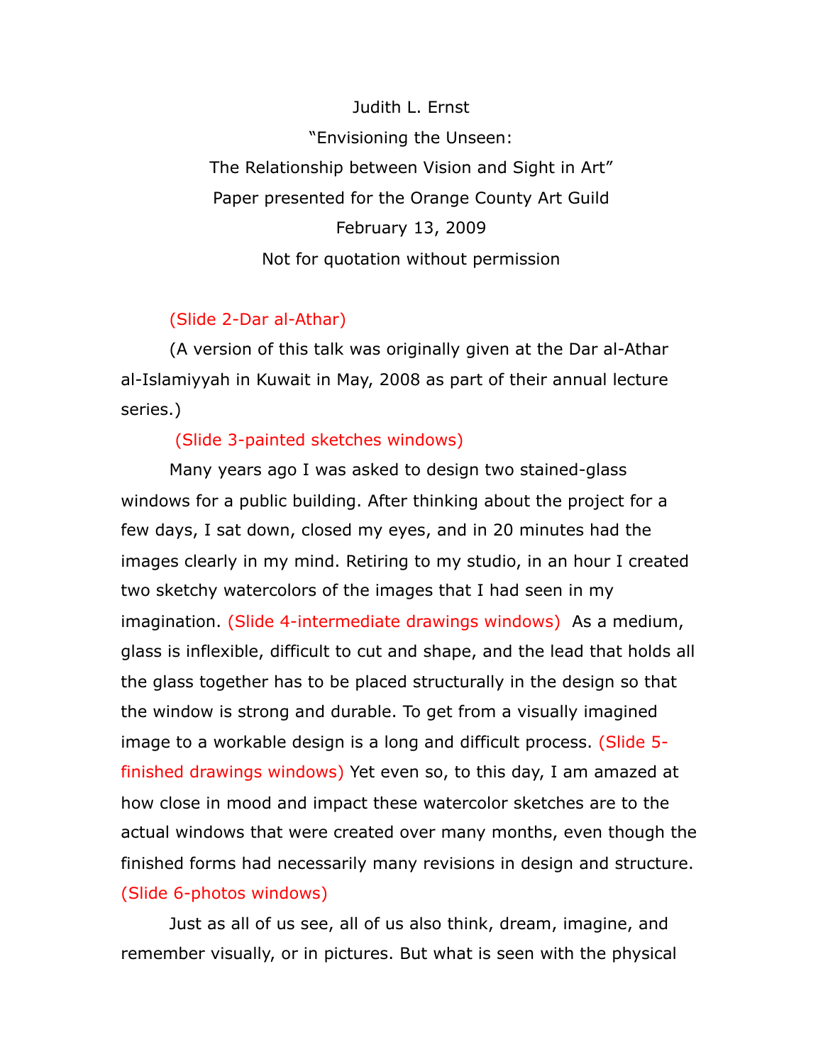Judith L. Ernst

"Envisioning the Unseen:

The Relationship between Vision and Sight in Art"

Paper presented for the Orange County Art Guild

February 13, 2009

Not for quotation without permission

(Slide 2-Dar al-Athar)

(A version of this talk was originally given at the Dar al-Athar al-Islamiyyah in Kuwait in May, 2008 as part of their annual lecture series.)

(Slide 3-painted sketches windows)

Many years ago I was asked to design two stained-glass windows for a public building. After thinking about the project for a few days, I sat down, closed my eyes, and in 20 minutes had the images clearly in my mind. Retiring to my studio, in an hour I created two sketchy watercolors of the images that I had seen in my imagination. (Slide 4-intermediate drawings windows) As a medium, glass is inflexible, difficult to cut and shape, and the lead that holds all the glass together has to be placed structurally in the design so that the window is strong and durable. To get from a visually imagined image to a workable design is a long and difficult process. (Slide 5-finished drawings windows) Yet even so, to this day, I am amazed at how close in mood and impact these watercolor sketches are to the actual windows that were created over many months, even though the finished forms had necessarily many revisions in design and structure. (Slide 6-photos windows)

Just as all of us see, all of us also think, dream, imagine, and remember visually, or in pictures. But what is seen with the physical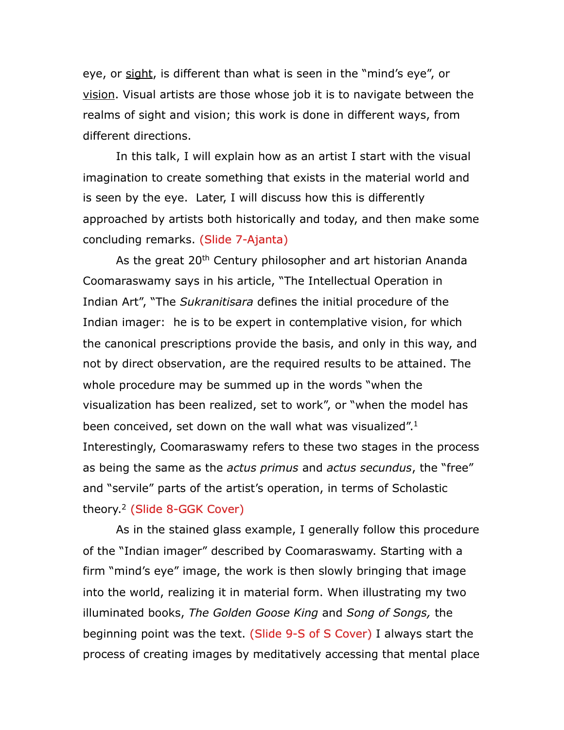eye, or <u>sight</u>, is different than what is seen in the "mind's eye", or <u>vision</u>. Visual artists are those whose job it is to navigate between the realms of sight and vision; this work is done in different ways, from different directions.

In this talk, I will explain how as an artist I start with the visual imagination to create something that exists in the material world and is seen by the eye. Later, I will discuss how this is differently approached by artists both historically and today, and then make some concluding remarks. (Slide 7-Ajanta)

As the great 20th Century philosopher and art historian Ananda Coomaraswamy says in his article, "The Intellectual Operation in Indian Art", "The *Sukranitisara* defines the initial procedure of the Indian imager: he is to be expert in contemplative vision, for which the canonical prescriptions provide the basis, and only in this way, and not by direct observation, are the required results to be attained. The whole procedure may be summed up in the words "when the visualization has been realized, set to work", or "when the model has been conceived, set down on the wall what was visualized".[1] Interestingly, Coomaraswamy refers to these two stages in the process as being the same as the *actus primus* and *actus secundus*, the "free" and "servile" parts of the artist's operation, in terms of Scholastic theory.[2] (Slide 8-GGK Cover)

As in the stained glass example, I generally follow this procedure of the "Indian imager" described by Coomaraswamy. Starting with a firm "mind's eye" image, the work is then slowly bringing that image into the world, realizing it in material form. When illustrating my two illuminated books, *The Golden Goose King* and *Song of Songs,* the beginning point was the text. (Slide 9-S of S Cover) I always start the process of creating images by meditatively accessing that mental place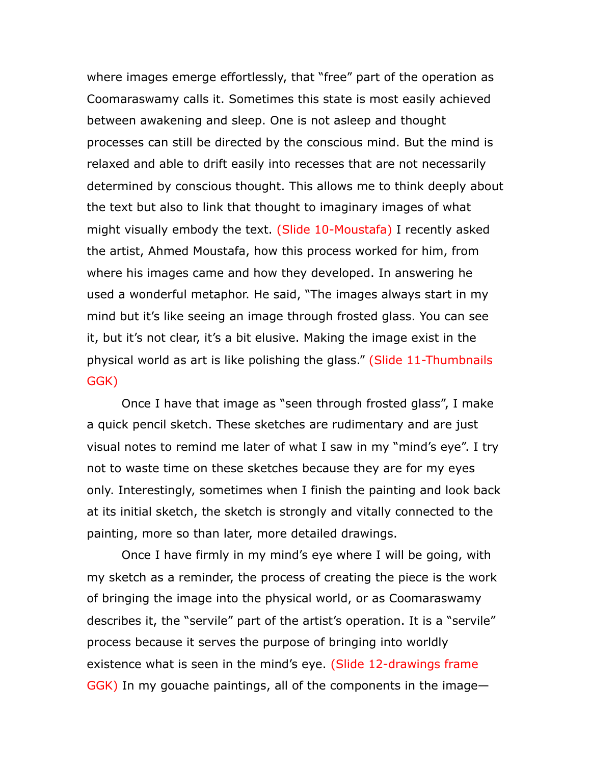where images emerge effortlessly, that "free" part of the operation as Coomaraswamy calls it. Sometimes this state is most easily achieved between awakening and sleep. One is not asleep and thought processes can still be directed by the conscious mind. But the mind is relaxed and able to drift easily into recesses that are not necessarily determined by conscious thought. This allows me to think deeply about the text but also to link that thought to imaginary images of what might visually embody the text. (Slide 10-Moustafa) I recently asked the artist, Ahmed Moustafa, how this process worked for him, from where his images came and how they developed. In answering he used a wonderful metaphor. He said, "The images always start in my mind but it's like seeing an image through frosted glass. You can see it, but it's not clear, it's a bit elusive. Making the image exist in the physical world as art is like polishing the glass." (Slide 11-Thumbnails GGK)

Once I have that image as "seen through frosted glass", I make a quick pencil sketch. These sketches are rudimentary and are just visual notes to remind me later of what I saw in my "mind's eye". I try not to waste time on these sketches because they are for my eyes only. Interestingly, sometimes when I finish the painting and look back at its initial sketch, the sketch is strongly and vitally connected to the painting, more so than later, more detailed drawings.

Once I have firmly in my mind's eye where I will be going, with my sketch as a reminder, the process of creating the piece is the work of bringing the image into the physical world, or as Coomaraswamy describes it, the "servile" part of the artist's operation. It is a "servile" process because it serves the purpose of bringing into worldly existence what is seen in the mind's eye. (Slide 12-drawings frame GGK) In my gouache paintings, all of the components in the image—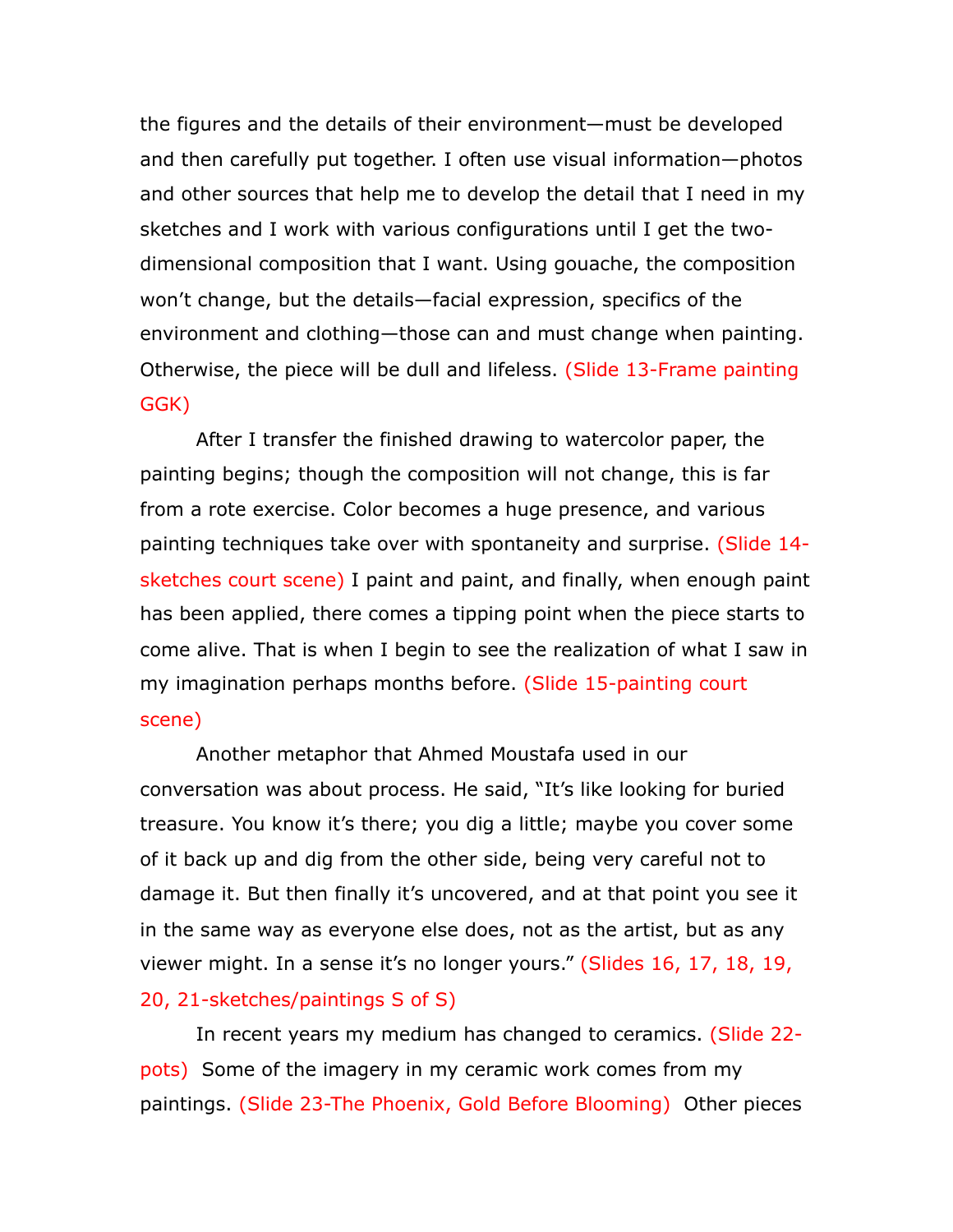the figures and the details of their environment—must be developed and then carefully put together. I often use visual information—photos and other sources that help me to develop the detail that I need in my sketches and I work with various configurations until I get the two-dimensional composition that I want. Using gouache, the composition won't change, but the details—facial expression, specifics of the environment and clothing—those can and must change when painting. Otherwise, the piece will be dull and lifeless. (Slide 13-Frame painting GGK)

After I transfer the finished drawing to watercolor paper, the painting begins; though the composition will not change, this is far from a rote exercise. Color becomes a huge presence, and various painting techniques take over with spontaneity and surprise. (Slide 14-sketches court scene) I paint and paint, and finally, when enough paint has been applied, there comes a tipping point when the piece starts to come alive. That is when I begin to see the realization of what I saw in my imagination perhaps months before. (Slide 15-painting court scene)

Another metaphor that Ahmed Moustafa used in our conversation was about process. He said, "It's like looking for buried treasure. You know it's there; you dig a little; maybe you cover some of it back up and dig from the other side, being very careful not to damage it. But then finally it's uncovered, and at that point you see it in the same way as everyone else does, not as the artist, but as any viewer might. In a sense it's no longer yours." (Slides 16, 17, 18, 19, 20, 21-sketches/paintings S of S)

In recent years my medium has changed to ceramics. (Slide 22-pots) Some of the imagery in my ceramic work comes from my paintings. (Slide 23-The Phoenix, Gold Before Blooming) Other pieces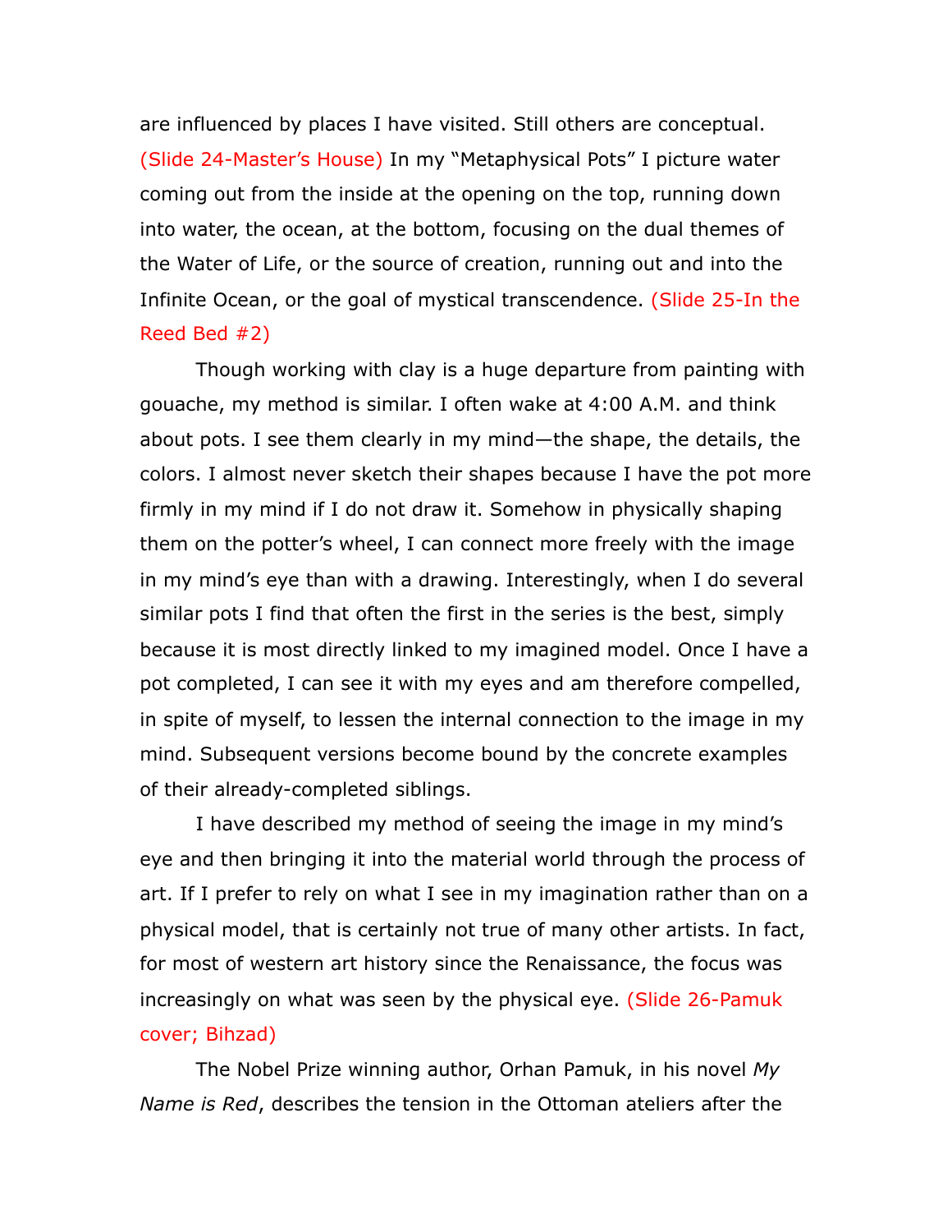are influenced by places I have visited. Still others are conceptual. (Slide 24-Master's House) In my "Metaphysical Pots" I picture water coming out from the inside at the opening on the top, running down into water, the ocean, at the bottom, focusing on the dual themes of the Water of Life, or the source of creation, running out and into the Infinite Ocean, or the goal of mystical transcendence. (Slide 25-In the Reed Bed #2)

Though working with clay is a huge departure from painting with gouache, my method is similar. I often wake at 4:00 A.M. and think about pots. I see them clearly in my mind—the shape, the details, the colors. I almost never sketch their shapes because I have the pot more firmly in my mind if I do not draw it. Somehow in physically shaping them on the potter's wheel, I can connect more freely with the image in my mind's eye than with a drawing. Interestingly, when I do several similar pots I find that often the first in the series is the best, simply because it is most directly linked to my imagined model. Once I have a pot completed, I can see it with my eyes and am therefore compelled, in spite of myself, to lessen the internal connection to the image in my mind. Subsequent versions become bound by the concrete examples of their already-completed siblings.

I have described my method of seeing the image in my mind's eye and then bringing it into the material world through the process of art. If I prefer to rely on what I see in my imagination rather than on a physical model, that is certainly not true of many other artists. In fact, for most of western art history since the Renaissance, the focus was increasingly on what was seen by the physical eye. (Slide 26-Pamuk cover; Bihzad)

The Nobel Prize winning author, Orhan Pamuk, in his novel *My Name is Red*, describes the tension in the Ottoman ateliers after the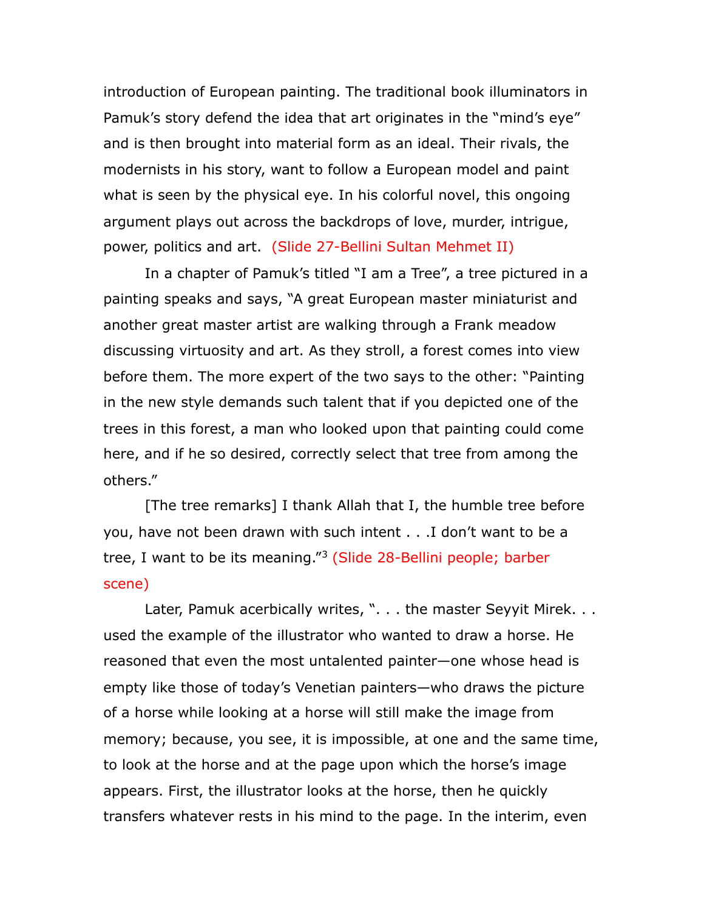introduction of European painting. The traditional book illuminators in Pamuk's story defend the idea that art originates in the "mind's eye" and is then brought into material form as an ideal. Their rivals, the modernists in his story, want to follow a European model and paint what is seen by the physical eye. In his colorful novel, this ongoing argument plays out across the backdrops of love, murder, intrigue, power, politics and art. (Slide 27-Bellini Sultan Mehmet II)

In a chapter of Pamuk's titled "I am a Tree", a tree pictured in a painting speaks and says, "A great European master miniaturist and another great master artist are walking through a Frank meadow discussing virtuosity and art. As they stroll, a forest comes into view before them. The more expert of the two says to the other: "Painting in the new style demands such talent that if you depicted one of the trees in this forest, a man who looked upon that painting could come here, and if he so desired, correctly select that tree from among the others."

[The tree remarks] I thank Allah that I, the humble tree before you, have not been drawn with such intent . . .I don't want to be a tree, I want to be its meaning."[3] (Slide 28-Bellini people; barber scene)

Later, Pamuk acerbically writes, ". . . the master Seyyit Mirek. . . used the example of the illustrator who wanted to draw a horse. He reasoned that even the most untalented painter—one whose head is empty like those of today's Venetian painters—who draws the picture of a horse while looking at a horse will still make the image from memory; because, you see, it is impossible, at one and the same time, to look at the horse and at the page upon which the horse's image appears. First, the illustrator looks at the horse, then he quickly transfers whatever rests in his mind to the page. In the interim, even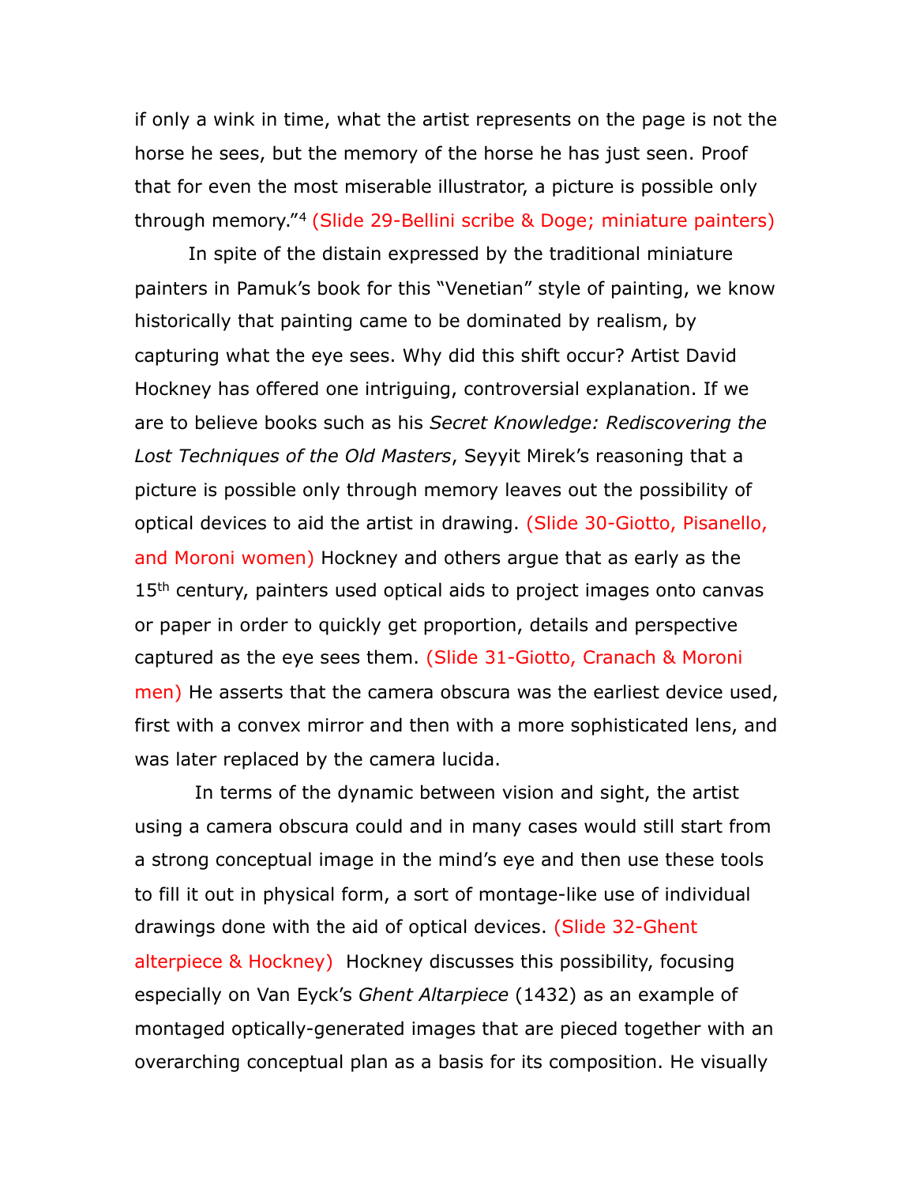if only a wink in time, what the artist represents on the page is not the horse he sees, but the memory of the horse he has just seen. Proof that for even the most miserable illustrator, a picture is possible only through memory."[4] (Slide 29-Bellini scribe & Doge; miniature painters)

In spite of the distain expressed by the traditional miniature painters in Pamuk's book for this "Venetian" style of painting, we know historically that painting came to be dominated by realism, by capturing what the eye sees. Why did this shift occur? Artist David Hockney has offered one intriguing, controversial explanation. If we are to believe books such as his *Secret Knowledge: Rediscovering the Lost Techniques of the Old Masters*, Seyyit Mirek's reasoning that a picture is possible only through memory leaves out the possibility of optical devices to aid the artist in drawing. (Slide 30-Giotto, Pisanello, and Moroni women) Hockney and others argue that as early as the 15th century, painters used optical aids to project images onto canvas or paper in order to quickly get proportion, details and perspective captured as the eye sees them. (Slide 31-Giotto, Cranach & Moroni men) He asserts that the camera obscura was the earliest device used, first with a convex mirror and then with a more sophisticated lens, and was later replaced by the camera lucida.

In terms of the dynamic between vision and sight, the artist using a camera obscura could and in many cases would still start from a strong conceptual image in the mind's eye and then use these tools to fill it out in physical form, a sort of montage-like use of individual drawings done with the aid of optical devices. (Slide 32-Ghent alterpiece & Hockney) Hockney discusses this possibility, focusing especially on Van Eyck's *Ghent Altarpiece* (1432) as an example of montaged optically-generated images that are pieced together with an overarching conceptual plan as a basis for its composition. He visually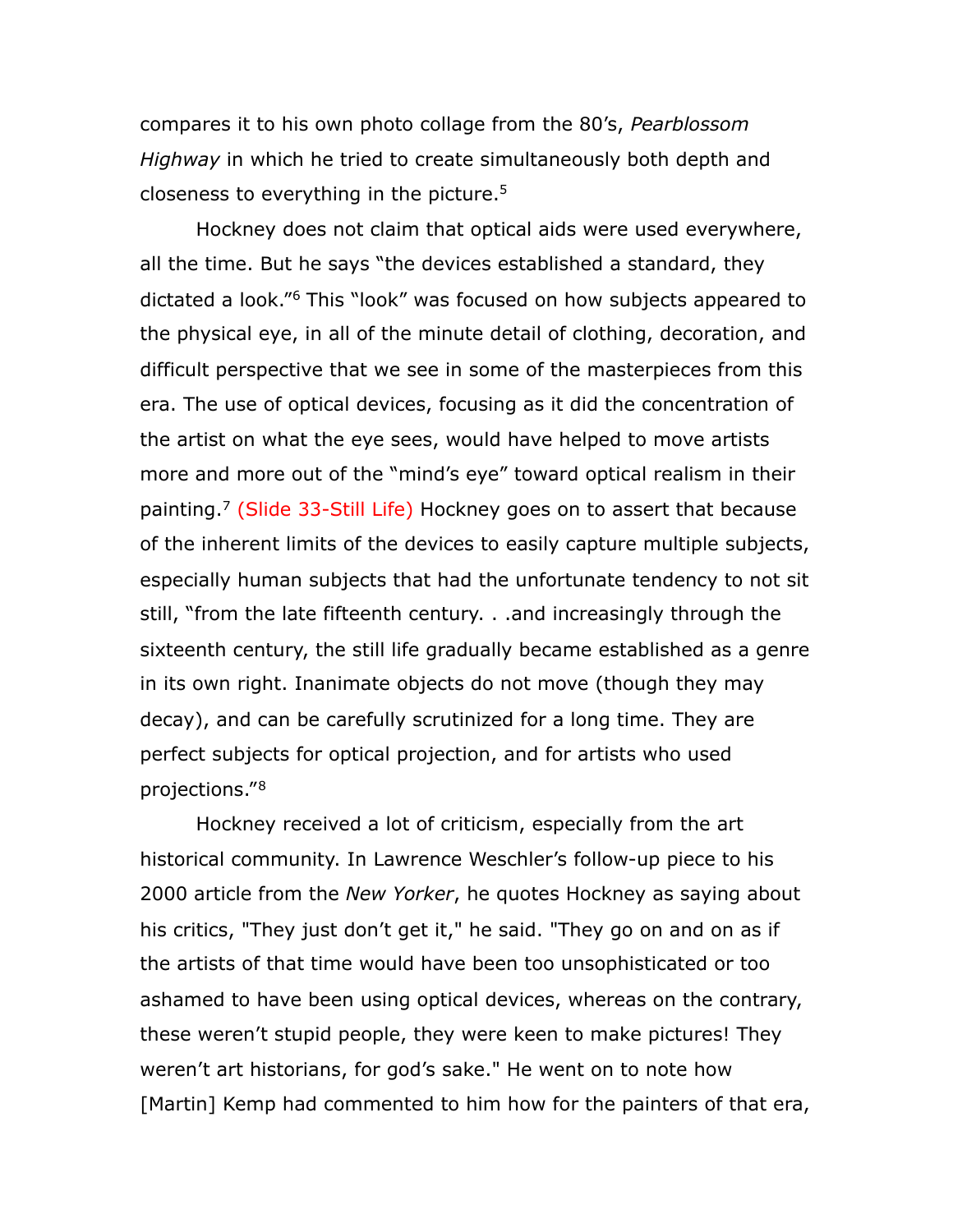compares it to his own photo collage from the 80's, *Pearblossom Highway* in which he tried to create simultaneously both depth and closeness to everything in the picture.[5]

Hockney does not claim that optical aids were used everywhere, all the time. But he says "the devices established a standard, they dictated a look."[6] This "look" was focused on how subjects appeared to the physical eye, in all of the minute detail of clothing, decoration, and difficult perspective that we see in some of the masterpieces from this era. The use of optical devices, focusing as it did the concentration of the artist on what the eye sees, would have helped to move artists more and more out of the "mind's eye" toward optical realism in their painting.[7] (Slide 33-Still Life) Hockney goes on to assert that because of the inherent limits of the devices to easily capture multiple subjects, especially human subjects that had the unfortunate tendency to not sit still, "from the late fifteenth century. . .and increasingly through the sixteenth century, the still life gradually became established as a genre in its own right. Inanimate objects do not move (though they may decay), and can be carefully scrutinized for a long time. They are perfect subjects for optical projection, and for artists who used projections."[8]

Hockney received a lot of criticism, especially from the art historical community. In Lawrence Weschler's follow-up piece to his 2000 article from the *New Yorker*, he quotes Hockney as saying about his critics, "They just don't get it," he said. "They go on and on as if the artists of that time would have been too unsophisticated or too ashamed to have been using optical devices, whereas on the contrary, these weren't stupid people, they were keen to make pictures! They weren't art historians, for god's sake." He went on to note how [Martin] Kemp had commented to him how for the painters of that era,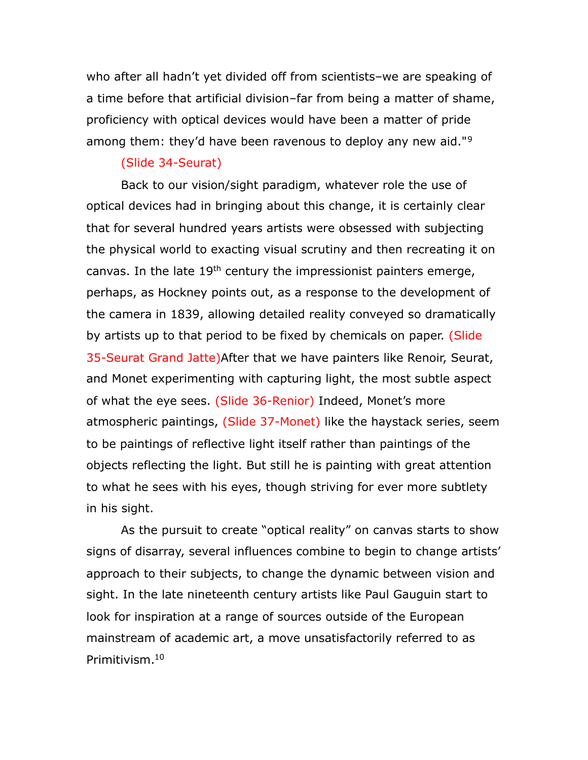who after all hadn't yet divided off from scientists–we are speaking of a time before that artificial division–far from being a matter of shame, proficiency with optical devices would have been a matter of pride among them: they'd have been ravenous to deploy any new aid."[9]

(Slide 34-Seurat)

Back to our vision/sight paradigm, whatever role the use of optical devices had in bringing about this change, it is certainly clear that for several hundred years artists were obsessed with subjecting the physical world to exacting visual scrutiny and then recreating it on canvas. In the late 19th century the impressionist painters emerge, perhaps, as Hockney points out, as a response to the development of the camera in 1839, allowing detailed reality conveyed so dramatically by artists up to that period to be fixed by chemicals on paper. (Slide 35-Seurat Grand Jatte)After that we have painters like Renoir, Seurat, and Monet experimenting with capturing light, the most subtle aspect of what the eye sees. (Slide 36-Renior) Indeed, Monet's more atmospheric paintings, (Slide 37-Monet) like the haystack series, seem to be paintings of reflective light itself rather than paintings of the objects reflecting the light. But still he is painting with great attention to what he sees with his eyes, though striving for ever more subtlety in his sight.

As the pursuit to create "optical reality" on canvas starts to show signs of disarray, several influences combine to begin to change artists' approach to their subjects, to change the dynamic between vision and sight. In the late nineteenth century artists like Paul Gauguin start to look for inspiration at a range of sources outside of the European mainstream of academic art, a move unsatisfactorily referred to as Primitivism.[10]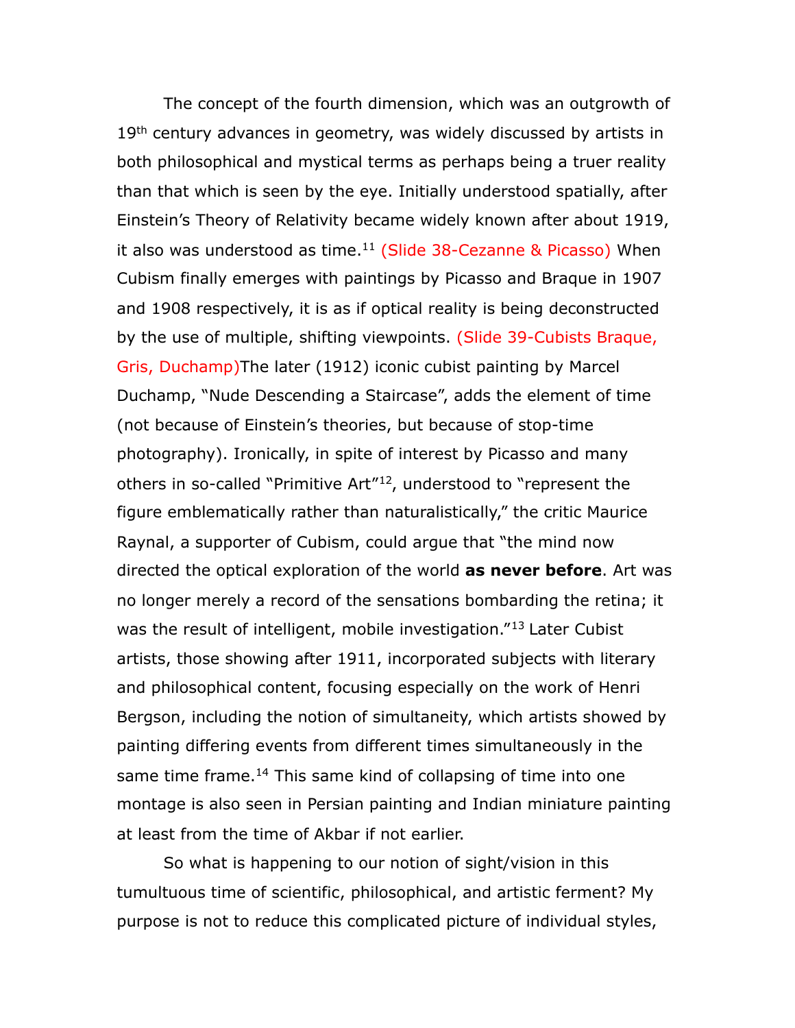The concept of the fourth dimension, which was an outgrowth of 19th century advances in geometry, was widely discussed by artists in both philosophical and mystical terms as perhaps being a truer reality than that which is seen by the eye. Initially understood spatially, after Einstein's Theory of Relativity became widely known after about 1919, it also was understood as time.[11] (Slide 38-Cezanne & Picasso) When Cubism finally emerges with paintings by Picasso and Braque in 1907 and 1908 respectively, it is as if optical reality is being deconstructed by the use of multiple, shifting viewpoints. (Slide 39-Cubists Braque, Gris, Duchamp)The later (1912) iconic cubist painting by Marcel Duchamp, "Nude Descending a Staircase", adds the element of time (not because of Einstein's theories, but because of stop-time photography). Ironically, in spite of interest by Picasso and many others in so-called "Primitive Art"[12], understood to "represent the figure emblematically rather than naturalistically," the critic Maurice Raynal, a supporter of Cubism, could argue that "the mind now directed the optical exploration of the world **as never before**. Art was no longer merely a record of the sensations bombarding the retina; it was the result of intelligent, mobile investigation."[13] Later Cubist artists, those showing after 1911, incorporated subjects with literary and philosophical content, focusing especially on the work of Henri Bergson, including the notion of simultaneity, which artists showed by painting differing events from different times simultaneously in the same time frame.[14] This same kind of collapsing of time into one montage is also seen in Persian painting and Indian miniature painting at least from the time of Akbar if not earlier.

So what is happening to our notion of sight/vision in this tumultuous time of scientific, philosophical, and artistic ferment? My purpose is not to reduce this complicated picture of individual styles,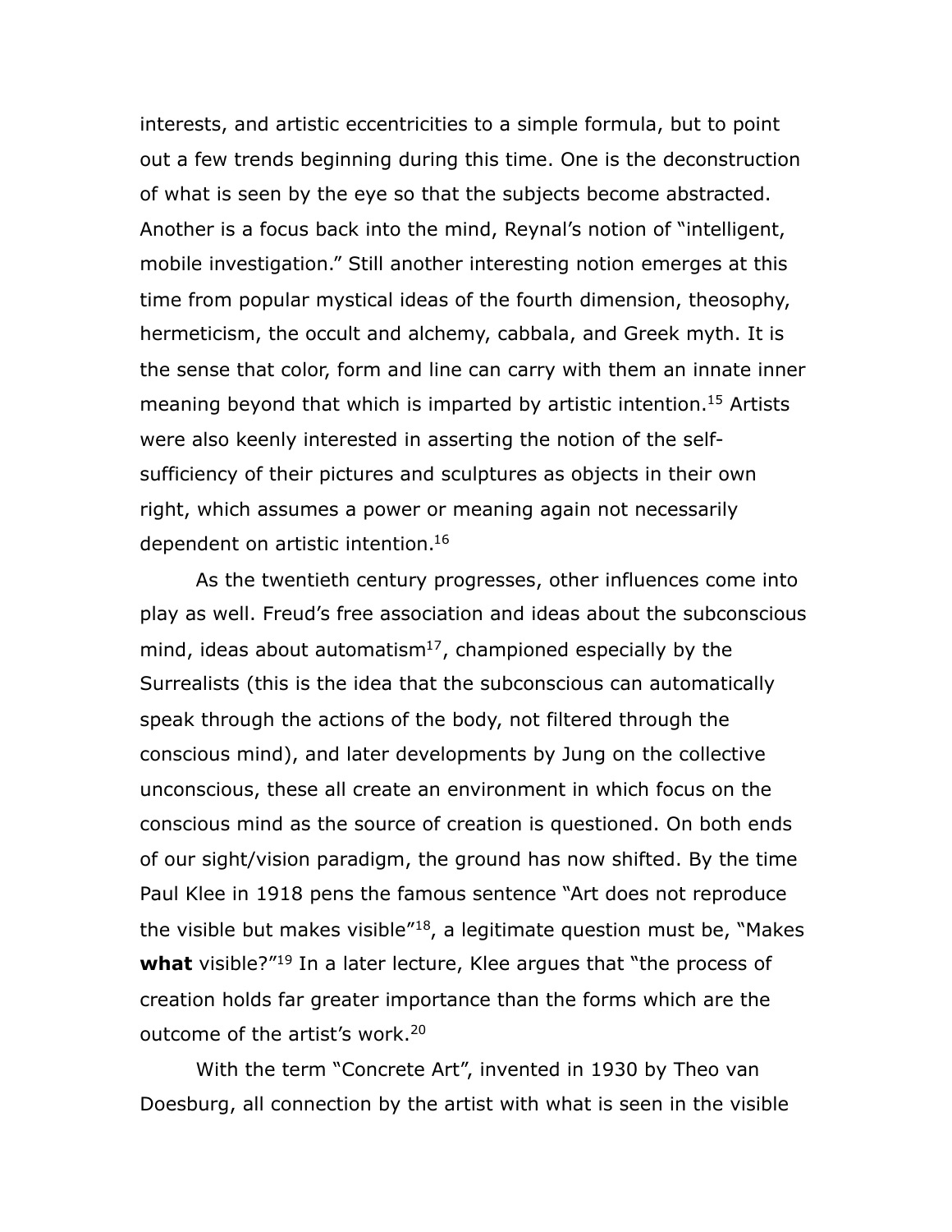interests, and artistic eccentricities to a simple formula, but to point out a few trends beginning during this time. One is the deconstruction of what is seen by the eye so that the subjects become abstracted. Another is a focus back into the mind, Reynal's notion of "intelligent, mobile investigation." Still another interesting notion emerges at this time from popular mystical ideas of the fourth dimension, theosophy, hermeticism, the occult and alchemy, cabbala, and Greek myth. It is the sense that color, form and line can carry with them an innate inner meaning beyond that which is imparted by artistic intention.[15] Artists were also keenly interested in asserting the notion of the self-sufficiency of their pictures and sculptures as objects in their own right, which assumes a power or meaning again not necessarily dependent on artistic intention.[16]

As the twentieth century progresses, other influences come into play as well. Freud's free association and ideas about the subconscious mind, ideas about automatism[17], championed especially by the Surrealists (this is the idea that the subconscious can automatically speak through the actions of the body, not filtered through the conscious mind), and later developments by Jung on the collective unconscious, these all create an environment in which focus on the conscious mind as the source of creation is questioned. On both ends of our sight/vision paradigm, the ground has now shifted. By the time Paul Klee in 1918 pens the famous sentence "Art does not reproduce the visible but makes visible"[18], a legitimate question must be, "Makes **what** visible?"[19] In a later lecture, Klee argues that "the process of creation holds far greater importance than the forms which are the outcome of the artist's work.[20]

With the term "Concrete Art", invented in 1930 by Theo van Doesburg, all connection by the artist with what is seen in the visible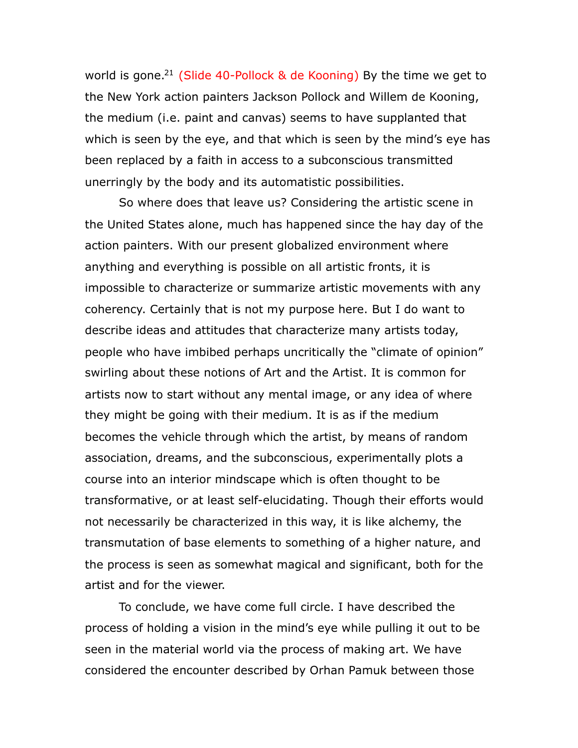world is gone.[21] (Slide 40-Pollock & de Kooning) By the time we get to the New York action painters Jackson Pollock and Willem de Kooning, the medium (i.e. paint and canvas) seems to have supplanted that which is seen by the eye, and that which is seen by the mind's eye has been replaced by a faith in access to a subconscious transmitted unerringly by the body and its automatistic possibilities.

So where does that leave us? Considering the artistic scene in the United States alone, much has happened since the hay day of the action painters. With our present globalized environment where anything and everything is possible on all artistic fronts, it is impossible to characterize or summarize artistic movements with any coherency. Certainly that is not my purpose here. But I do want to describe ideas and attitudes that characterize many artists today, people who have imbibed perhaps uncritically the "climate of opinion" swirling about these notions of Art and the Artist. It is common for artists now to start without any mental image, or any idea of where they might be going with their medium. It is as if the medium becomes the vehicle through which the artist, by means of random association, dreams, and the subconscious, experimentally plots a course into an interior mindscape which is often thought to be transformative, or at least self-elucidating. Though their efforts would not necessarily be characterized in this way, it is like alchemy, the transmutation of base elements to something of a higher nature, and the process is seen as somewhat magical and significant, both for the artist and for the viewer.

To conclude, we have come full circle. I have described the process of holding a vision in the mind's eye while pulling it out to be seen in the material world via the process of making art. We have considered the encounter described by Orhan Pamuk between those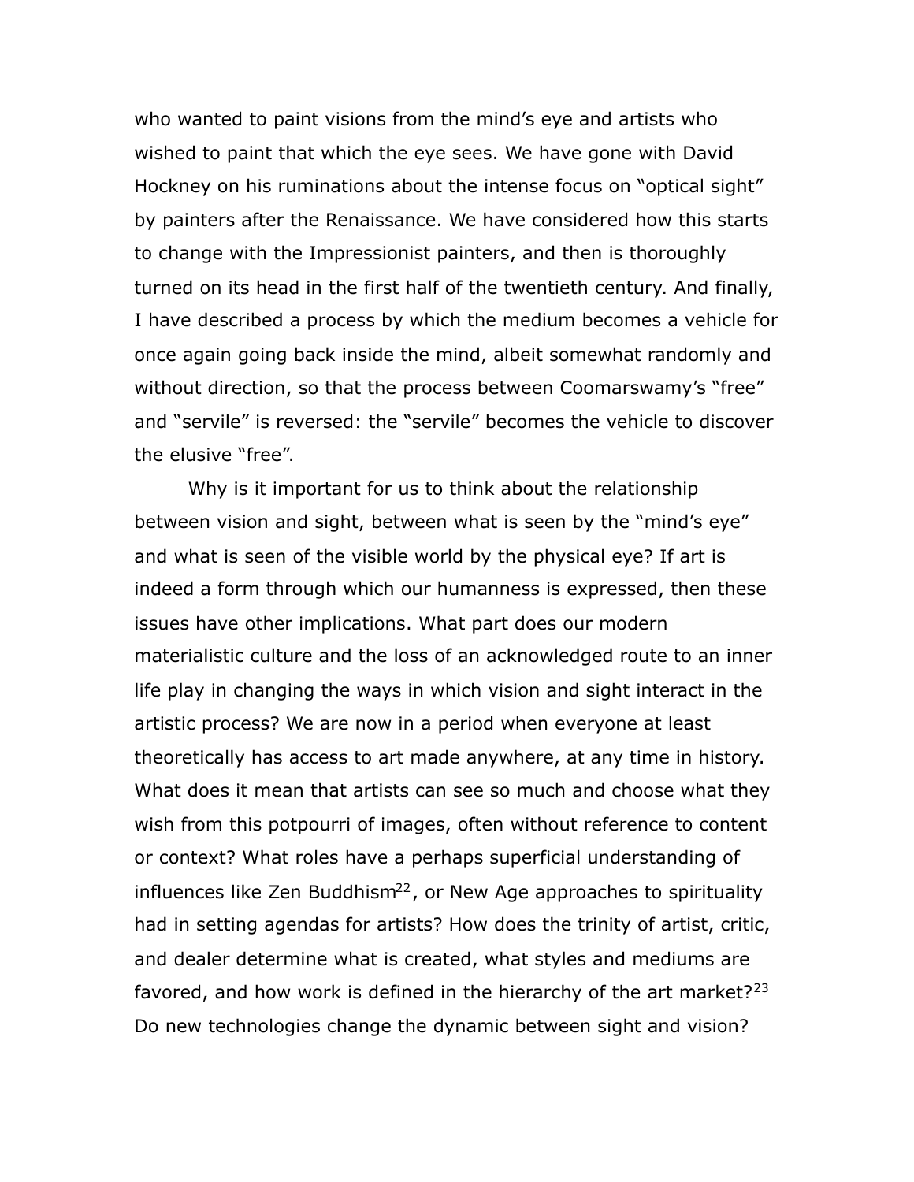who wanted to paint visions from the mind's eye and artists who wished to paint that which the eye sees. We have gone with David Hockney on his ruminations about the intense focus on "optical sight" by painters after the Renaissance. We have considered how this starts to change with the Impressionist painters, and then is thoroughly turned on its head in the first half of the twentieth century. And finally, I have described a process by which the medium becomes a vehicle for once again going back inside the mind, albeit somewhat randomly and without direction, so that the process between Coomarswamy's "free" and "servile" is reversed: the "servile" becomes the vehicle to discover the elusive "free".

Why is it important for us to think about the relationship between vision and sight, between what is seen by the "mind's eye" and what is seen of the visible world by the physical eye? If art is indeed a form through which our humanness is expressed, then these issues have other implications. What part does our modern materialistic culture and the loss of an acknowledged route to an inner life play in changing the ways in which vision and sight interact in the artistic process? We are now in a period when everyone at least theoretically has access to art made anywhere, at any time in history. What does it mean that artists can see so much and choose what they wish from this potpourri of images, often without reference to content or context? What roles have a perhaps superficial understanding of influences like Zen Buddhism[22], or New Age approaches to spirituality had in setting agendas for artists? How does the trinity of artist, critic, and dealer determine what is created, what styles and mediums are favored, and how work is defined in the hierarchy of the art market?[23] Do new technologies change the dynamic between sight and vision?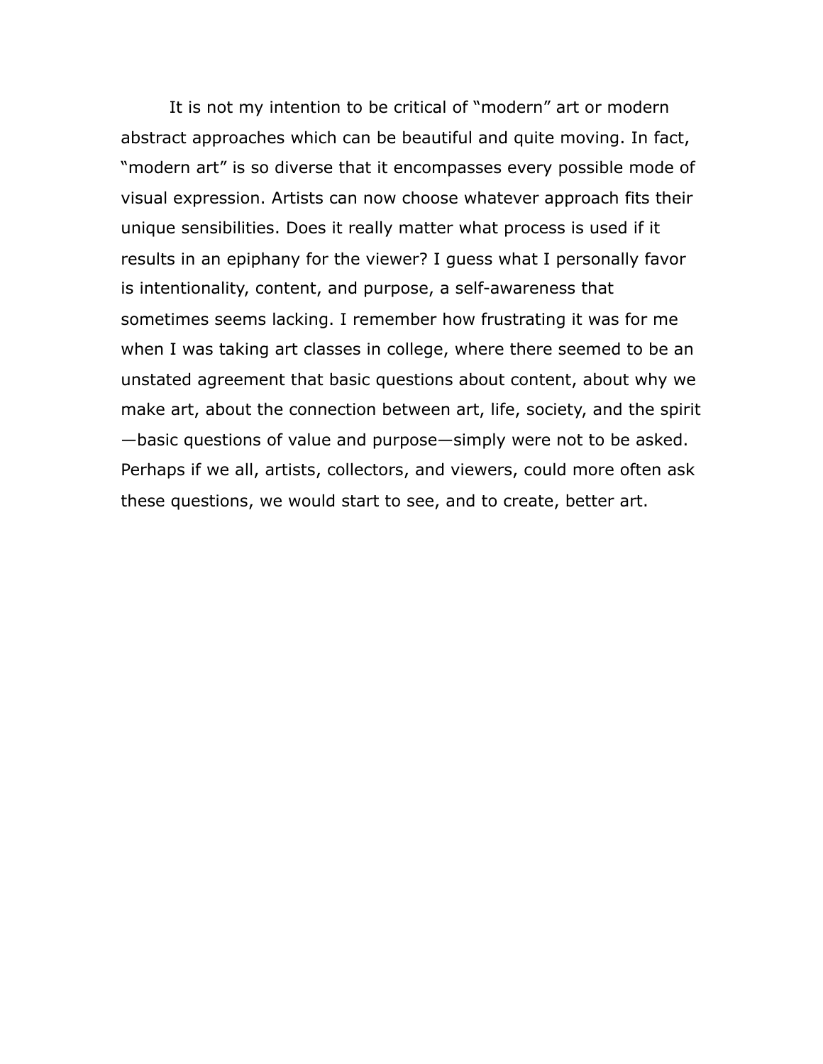It is not my intention to be critical of “modern” art or modern abstract approaches which can be beautiful and quite moving. In fact, ”modern art” is so diverse that it encompasses every possible mode of visual expression. Artists can now choose whatever approach fits their unique sensibilities. Does it really matter what process is used if it results in an epiphany for the viewer? I guess what I personally favor is intentionality, content, and purpose, a self-awareness that sometimes seems lacking. I remember how frustrating it was for me when I was taking art classes in college, where there seemed to be an unstated agreement that basic questions about content, about why we make art, about the connection between art, life, society, and the spirit—basic questions of value and purpose—simply were not to be asked. Perhaps if we all, artists, collectors, and viewers, could more often ask these questions, we would start to see, and to create, better art.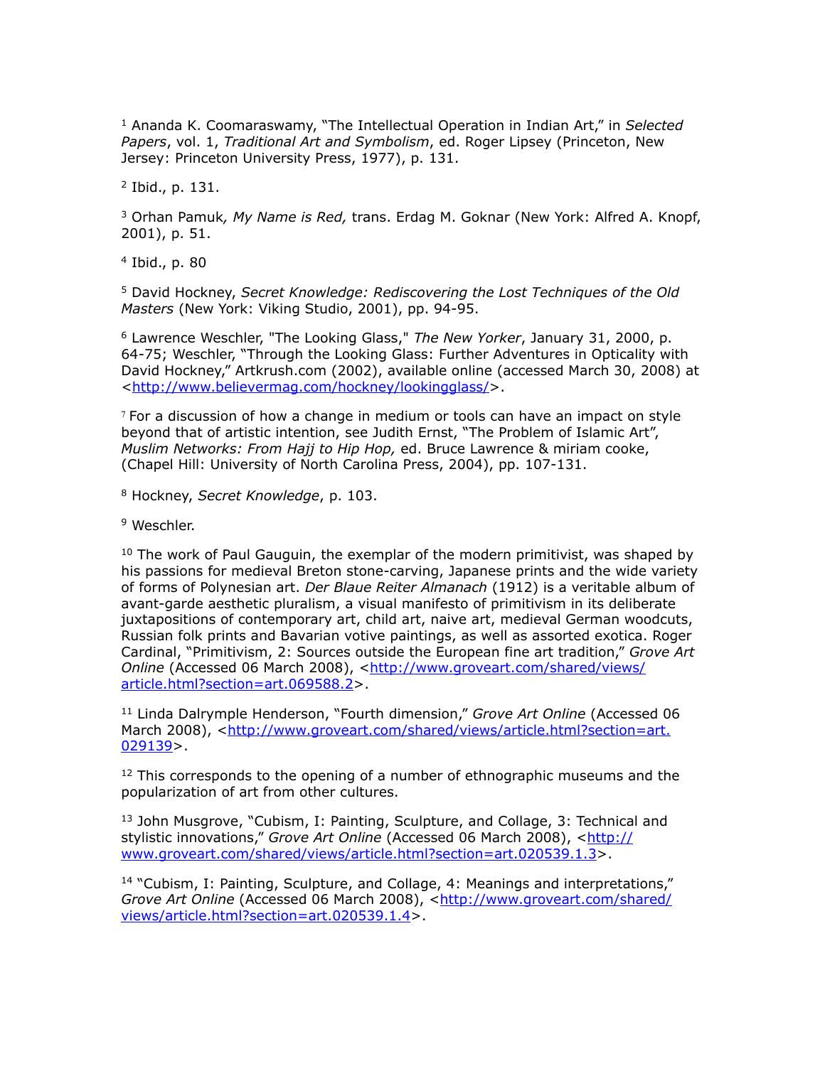[1] Ananda K. Coomaraswamy, "The Intellectual Operation in Indian Art," in *Selected Papers*, vol. 1, *Traditional Art and Symbolism*, ed. Roger Lipsey (Princeton, New Jersey: Princeton University Press, 1977), p. 131.

[2] Ibid., p. 131.

[3] Orhan Pamuk*, My Name is Red,* trans. Erdag M. Goknar (New York: Alfred A. Knopf, 2001), p. 51.

[4] Ibid., p. 80

[5] David Hockney, *Secret Knowledge: Rediscovering the Lost Techniques of the Old Masters* (New York: Viking Studio, 2001), pp. 94-95.

[6] Lawrence Weschler, "The Looking Glass," *The New Yorker*, January 31, 2000, p. 64-75; Weschler, "Through the Looking Glass: Further Adventures in Opticality with David Hockney," Artkrush.com (2002), available online (accessed March 30, 2008) at <http://www.believermag.com/hockney/lookingglass/>.

[7] For a discussion of how a change in medium or tools can have an impact on style beyond that of artistic intention, see Judith Ernst, "The Problem of Islamic Art", *Muslim Networks: From Hajj to Hip Hop,* ed. Bruce Lawrence & miriam cooke, (Chapel Hill: University of North Carolina Press, 2004), pp. 107-131.

[8] Hockney, *Secret Knowledge*, p. 103.

[9] Weschler.

[10] The work of Paul Gauguin, the exemplar of the modern primitivist, was shaped by his passions for medieval Breton stone-carving, Japanese prints and the wide variety of forms of Polynesian art. *Der Blaue Reiter Almanach* (1912) is a veritable album of avant-garde aesthetic pluralism, a visual manifesto of primitivism in its deliberate juxtapositions of contemporary art, child art, naive art, medieval German woodcuts, Russian folk prints and Bavarian votive paintings, as well as assorted exotica. Roger Cardinal, "Primitivism, 2: Sources outside the European fine art tradition," *Grove Art Online* (Accessed 06 March 2008), <http://www.groveart.com/shared/views/article.html?section=art.069588.2>.

[11] Linda Dalrymple Henderson, "Fourth dimension," *Grove Art Online* (Accessed 06 March 2008), <http://www.groveart.com/shared/views/article.html?section=art.029139>.

[12] This corresponds to the opening of a number of ethnographic museums and the popularization of art from other cultures.

[13] John Musgrove, "Cubism, I: Painting, Sculpture, and Collage, 3: Technical and stylistic innovations," *Grove Art Online* (Accessed 06 March 2008), <http://www.groveart.com/shared/views/article.html?section=art.020539.1.3>.

[14] "Cubism, I: Painting, Sculpture, and Collage, 4: Meanings and interpretations," *Grove Art Online* (Accessed 06 March 2008), <http://www.groveart.com/shared/views/article.html?section=art.020539.1.4>.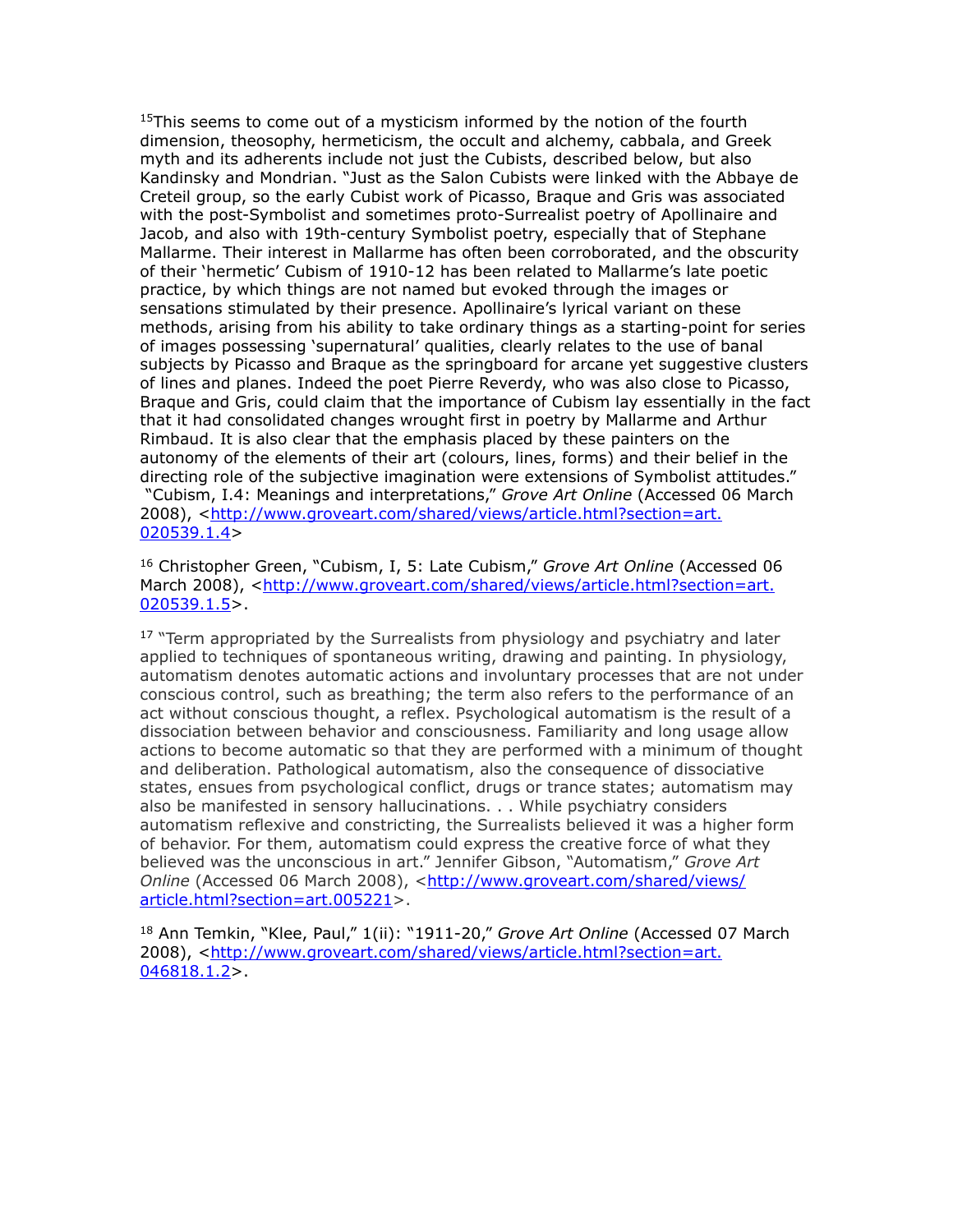[15]This seems to come out of a mysticism informed by the notion of the fourth dimension, theosophy, hermeticism, the occult and alchemy, cabbala, and Greek myth and its adherents include not just the Cubists, described below, but also Kandinsky and Mondrian. "Just as the Salon Cubists were linked with the Abbaye de Creteil group, so the early Cubist work of Picasso, Braque and Gris was associated with the post-Symbolist and sometimes proto-Surrealist poetry of Apollinaire and Jacob, and also with 19th-century Symbolist poetry, especially that of Stephane Mallarme. Their interest in Mallarme has often been corroborated, and the obscurity of their 'hermetic' Cubism of 1910-12 has been related to Mallarme's late poetic practice, by which things are not named but evoked through the images or sensations stimulated by their presence. Apollinaire's lyrical variant on these methods, arising from his ability to take ordinary things as a starting-point for series of images possessing 'supernatural' qualities, clearly relates to the use of banal subjects by Picasso and Braque as the springboard for arcane yet suggestive clusters of lines and planes. Indeed the poet Pierre Reverdy, who was also close to Picasso, Braque and Gris, could claim that the importance of Cubism lay essentially in the fact that it had consolidated changes wrought first in poetry by Mallarme and Arthur Rimbaud. It is also clear that the emphasis placed by these painters on the autonomy of the elements of their art (colours, lines, forms) and their belief in the directing role of the subjective imagination were extensions of Symbolist attitudes." "Cubism, I.4: Meanings and interpretations," *Grove Art Online* (Accessed 06 March 2008), <http://www.groveart.com/shared/views/article.html?section=art.020539.1.4>

[16] Christopher Green, "Cubism, I, 5: Late Cubism," *Grove Art Online* (Accessed 06 March 2008), <http://www.groveart.com/shared/views/article.html?section=art.020539.1.5>.

[17] "Term appropriated by the Surrealists from physiology and psychiatry and later applied to techniques of spontaneous writing, drawing and painting. In physiology, automatism denotes automatic actions and involuntary processes that are not under conscious control, such as breathing; the term also refers to the performance of an act without conscious thought, a reflex. Psychological automatism is the result of a dissociation between behavior and consciousness. Familiarity and long usage allow actions to become automatic so that they are performed with a minimum of thought and deliberation. Pathological automatism, also the consequence of dissociative states, ensues from psychological conflict, drugs or trance states; automatism may also be manifested in sensory hallucinations. . . While psychiatry considers automatism reflexive and constricting, the Surrealists believed it was a higher form of behavior. For them, automatism could express the creative force of what they believed was the unconscious in art." Jennifer Gibson, "Automatism," *Grove Art Online* (Accessed 06 March 2008), <http://www.groveart.com/shared/views/article.html?section=art.005221>.

[18] Ann Temkin, "Klee, Paul," 1(ii): "1911-20," *Grove Art Online* (Accessed 07 March 2008), <http://www.groveart.com/shared/views/article.html?section=art.046818.1.2>.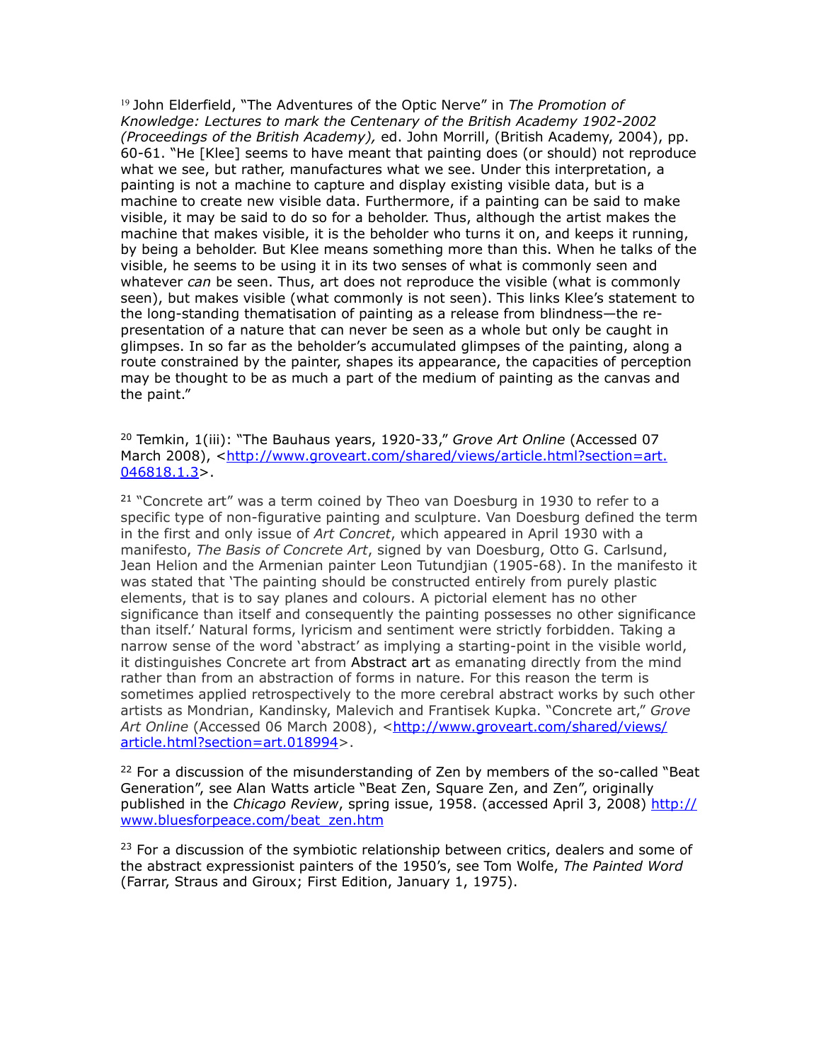[19] John Elderfield, "The Adventures of the Optic Nerve" in *The Promotion of Knowledge: Lectures to mark the Centenary of the British Academy 1902-2002 (Proceedings of the British Academy),* ed. John Morrill, (British Academy, 2004), pp. 60-61. "He [Klee] seems to have meant that painting does (or should) not reproduce what we see, but rather, manufactures what we see. Under this interpretation, a painting is not a machine to capture and display existing visible data, but is a machine to create new visible data. Furthermore, if a painting can be said to make visible, it may be said to do so for a beholder. Thus, although the artist makes the machine that makes visible, it is the beholder who turns it on, and keeps it running, by being a beholder. But Klee means something more than this. When he talks of the visible, he seems to be using it in its two senses of what is commonly seen and whatever *can* be seen. Thus, art does not reproduce the visible (what is commonly seen), but makes visible (what commonly is not seen). This links Klee's statement to the long-standing thematisation of painting as a release from blindness—the re-presentation of a nature that can never be seen as a whole but only be caught in glimpses. In so far as the beholder's accumulated glimpses of the painting, along a route constrained by the painter, shapes its appearance, the capacities of perception may be thought to be as much a part of the medium of painting as the canvas and the paint."

[20] Temkin, 1(iii): "The Bauhaus years, 1920-33," *Grove Art Online* (Accessed 07 March 2008), <http://www.groveart.com/shared/views/article.html?section=art.046818.1.3>.

[21] "Concrete art" was a term coined by Theo van Doesburg in 1930 to refer to a specific type of non-figurative painting and sculpture. Van Doesburg defined the term in the first and only issue of *Art Concret*, which appeared in April 1930 with a manifesto, *The Basis of Concrete Art*, signed by van Doesburg, Otto G. Carlsund, Jean Helion and the Armenian painter Leon Tutundjian (1905-68). In the manifesto it was stated that 'The painting should be constructed entirely from purely plastic elements, that is to say planes and colours. A pictorial element has no other significance than itself and consequently the painting possesses no other significance than itself.' Natural forms, lyricism and sentiment were strictly forbidden. Taking a narrow sense of the word 'abstract' as implying a starting-point in the visible world, it distinguishes Concrete art from Abstract art as emanating directly from the mind rather than from an abstraction of forms in nature. For this reason the term is sometimes applied retrospectively to the more cerebral abstract works by such other artists as Mondrian, Kandinsky, Malevich and Frantisek Kupka. "Concrete art," *Grove Art Online* (Accessed 06 March 2008), <http://www.groveart.com/shared/views/article.html?section=art.018994>.

[22] For a discussion of the misunderstanding of Zen by members of the so-called "Beat Generation", see Alan Watts article "Beat Zen, Square Zen, and Zen", originally published in the *Chicago Review*, spring issue, 1958. (accessed April 3, 2008) http://www.bluesforpeace.com/beat_zen.htm

[23] For a discussion of the symbiotic relationship between critics, dealers and some of the abstract expressionist painters of the 1950's, see Tom Wolfe, *The Painted Word* (Farrar, Straus and Giroux; First Edition, January 1, 1975).